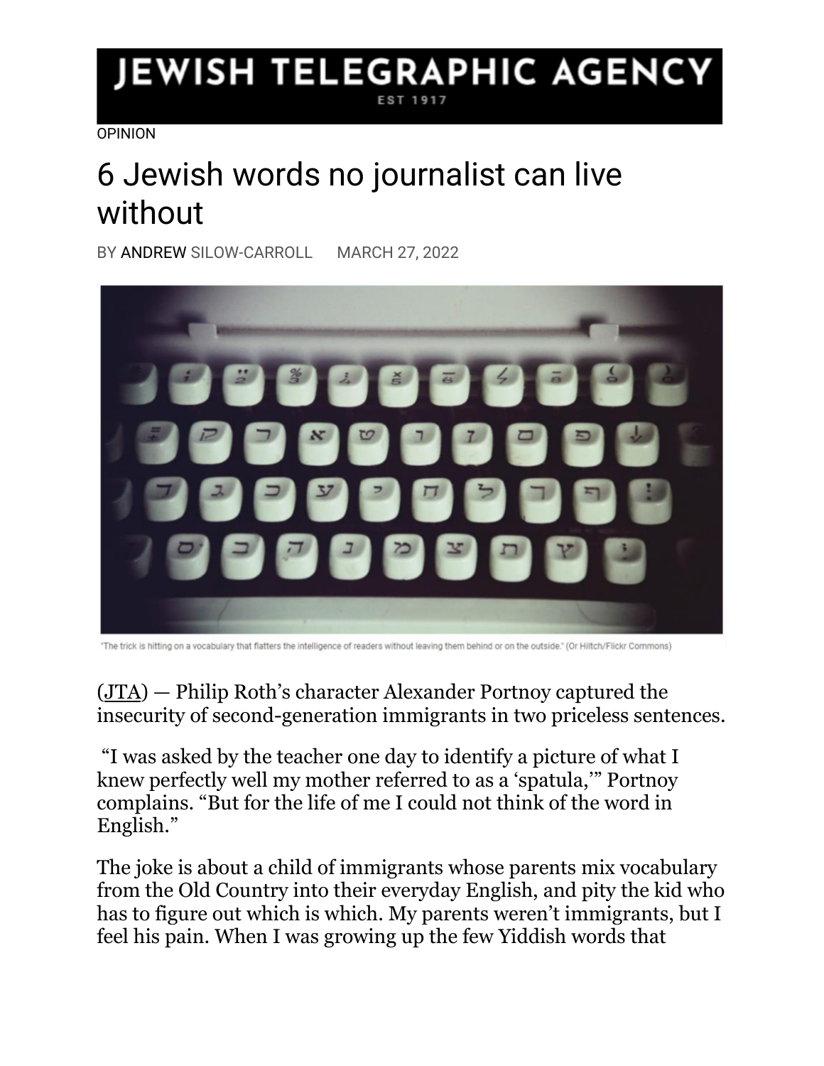JEWISH TELEGRAPHIC AGENCY

EST 1917

OPINION

# 6 Jewish words no journalist can live without

BY ANDREW SILOW-CARROLL MARCH 27, 2022

"The trick is hitting on a vocabulary that flatters the intelligence of readers without leaving them behind or on the outside." (Or Hiltch/Flickr Commons)

(JTA) — Philip Roth's character Alexander Portnoy captured the insecurity of second-generation immigrants in two priceless sentences.

"I was asked by the teacher one day to identify a picture of what I knew perfectly well my mother referred to as a 'spatula,'" Portnoy complains. "But for the life of me I could not think of the word in English."

The joke is about a child of immigrants whose parents mix vocabulary from the Old Country into their everyday English, and pity the kid who has to figure out which is which. My parents weren't immigrants, but I feel his pain. When I was growing up the few Yiddish words that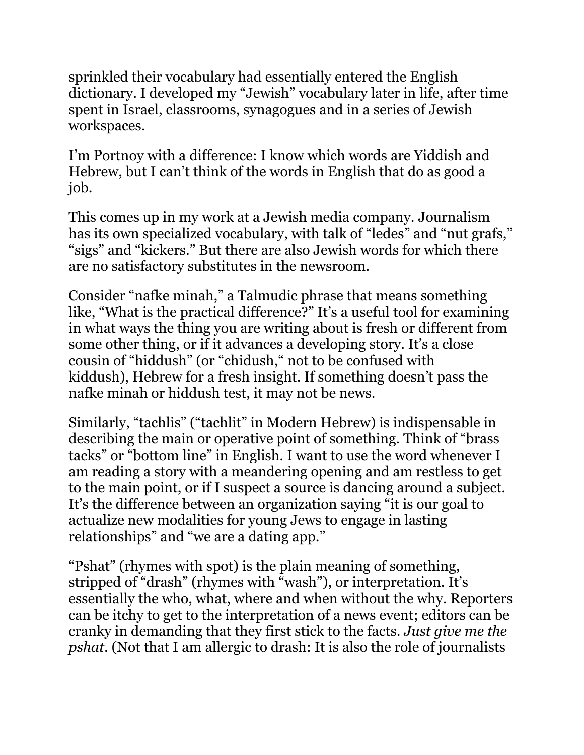sprinkled their vocabulary had essentially entered the English dictionary. I developed my "Jewish" vocabulary later in life, after time spent in Israel, classrooms, synagogues and in a series of Jewish workspaces.

I'm Portnoy with a difference: I know which words are Yiddish and Hebrew, but I can't think of the words in English that do as good a job.

This comes up in my work at a Jewish media company. Journalism has its own specialized vocabulary, with talk of "ledes" and "nut grafs," "sigs" and "kickers." But there are also Jewish words for which there are no satisfactory substitutes in the newsroom.

Consider "nafke minah," a Talmudic phrase that means something like, "What is the practical difference?" It's a useful tool for examining in what ways the thing you are writing about is fresh or different from some other thing, or if it advances a developing story. It's a close cousin of "hiddush" (or "chidush," not to be confused with kiddush), Hebrew for a fresh insight. If something doesn't pass the nafke minah or hiddush test, it may not be news.

Similarly, "tachlis" ("tachlit" in Modern Hebrew) is indispensable in describing the main or operative point of something. Think of "brass tacks" or "bottom line" in English. I want to use the word whenever I am reading a story with a meandering opening and am restless to get to the main point, or if I suspect a source is dancing around a subject. It's the difference between an organization saying "it is our goal to actualize new modalities for young Jews to engage in lasting relationships" and "we are a dating app."

"Pshat" (rhymes with spot) is the plain meaning of something, stripped of "drash" (rhymes with "wash"), or interpretation. It's essentially the who, what, where and when without the why. Reporters can be itchy to get to the interpretation of a news event; editors can be cranky in demanding that they first stick to the facts. *Just give me the pshat*. (Not that I am allergic to drash: It is also the role of journalists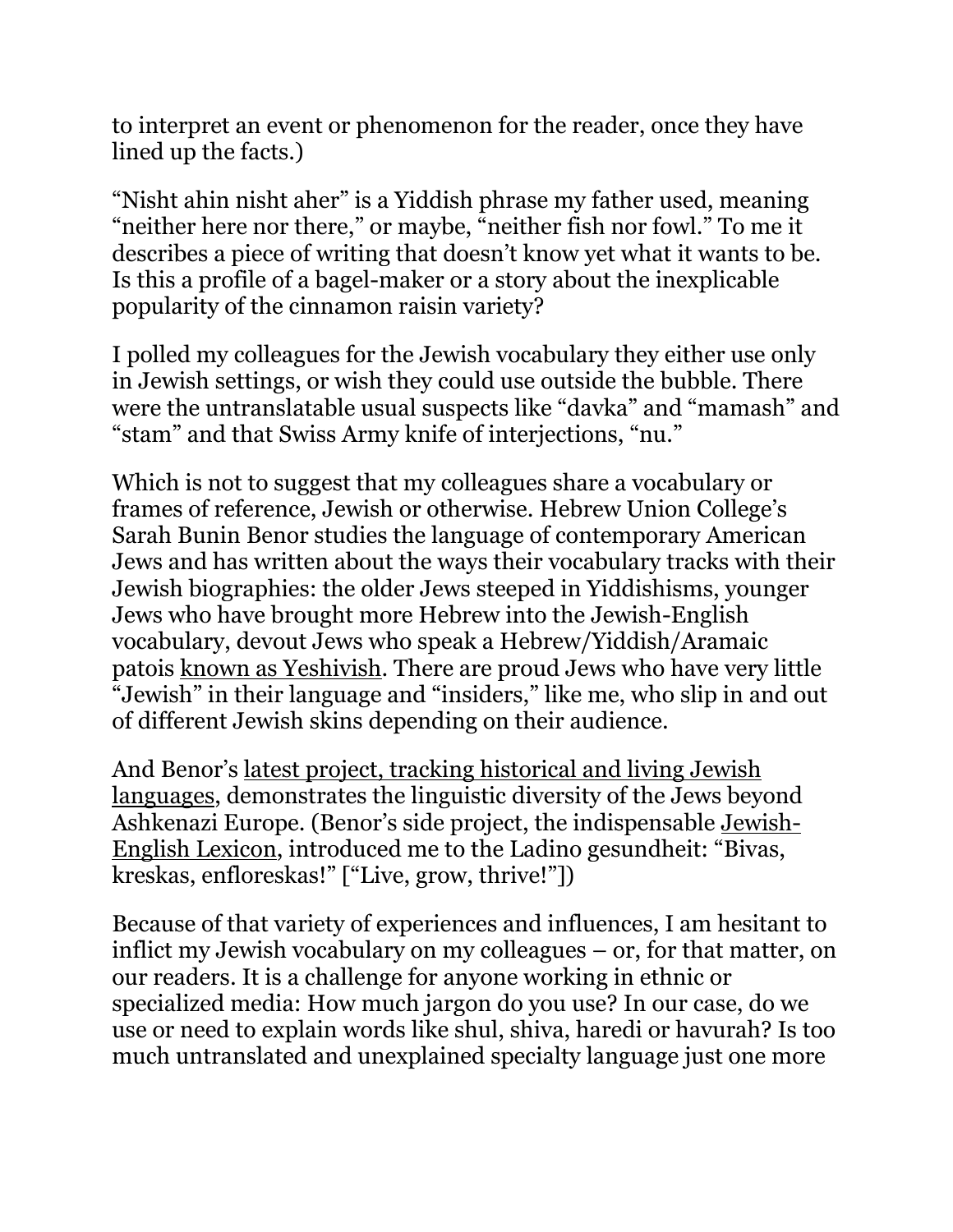to interpret an event or phenomenon for the reader, once they have lined up the facts.)

“Nisht ahin nisht aher” is a Yiddish phrase my father used, meaning “neither here nor there,” or maybe, “neither fish nor fowl.” To me it describes a piece of writing that doesn’t know yet what it wants to be. Is this a profile of a bagel-maker or a story about the inexplicable popularity of the cinnamon raisin variety?

I polled my colleagues for the Jewish vocabulary they either use only in Jewish settings, or wish they could use outside the bubble. There were the untranslatable usual suspects like “davka” and “mamash” and “stam” and that Swiss Army knife of interjections, “nu.”

Which is not to suggest that my colleagues share a vocabulary or frames of reference, Jewish or otherwise. Hebrew Union College’s Sarah Bunin Benor studies the language of contemporary American Jews and has written about the ways their vocabulary tracks with their Jewish biographies: the older Jews steeped in Yiddishisms, younger Jews who have brought more Hebrew into the Jewish-English vocabulary, devout Jews who speak a Hebrew/Yiddish/Aramaic patois known as Yeshivish. There are proud Jews who have very little “Jewish” in their language and “insiders,” like me, who slip in and out of different Jewish skins depending on their audience.

And Benor’s latest project, tracking historical and living Jewish languages, demonstrates the linguistic diversity of the Jews beyond Ashkenazi Europe. (Benor’s side project, the indispensable Jewish-English Lexicon, introduced me to the Ladino gesundheit: “Bivas, kreskas, enfloreskas!” [“Live, grow, thrive!”])

Because of that variety of experiences and influences, I am hesitant to inflict my Jewish vocabulary on my colleagues – or, for that matter, on our readers. It is a challenge for anyone working in ethnic or specialized media: How much jargon do you use? In our case, do we use or need to explain words like shul, shiva, haredi or havurah? Is too much untranslated and unexplained specialty language just one more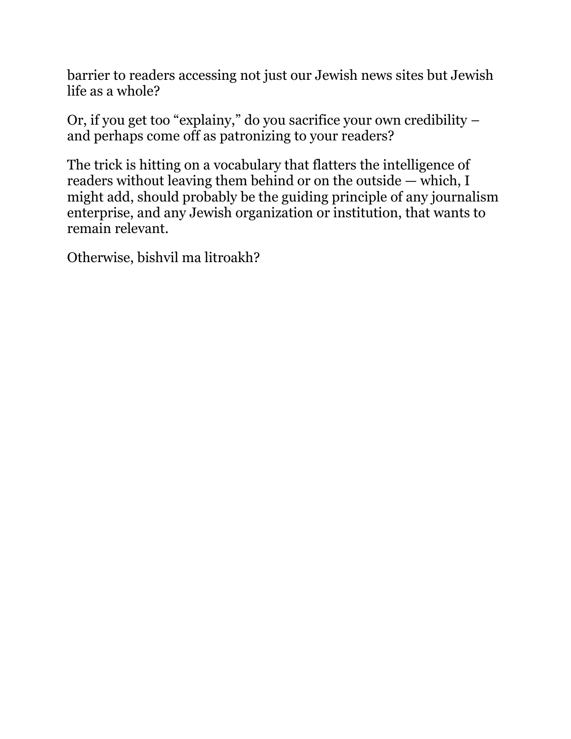barrier to readers accessing not just our Jewish news sites but Jewish life as a whole?

Or, if you get too “explainy,” do you sacrifice your own credibility – and perhaps come off as patronizing to your readers?

The trick is hitting on a vocabulary that flatters the intelligence of readers without leaving them behind or on the outside — which, I might add, should probably be the guiding principle of any journalism enterprise, and any Jewish organization or institution, that wants to remain relevant.

Otherwise, bishvil ma litroakh?